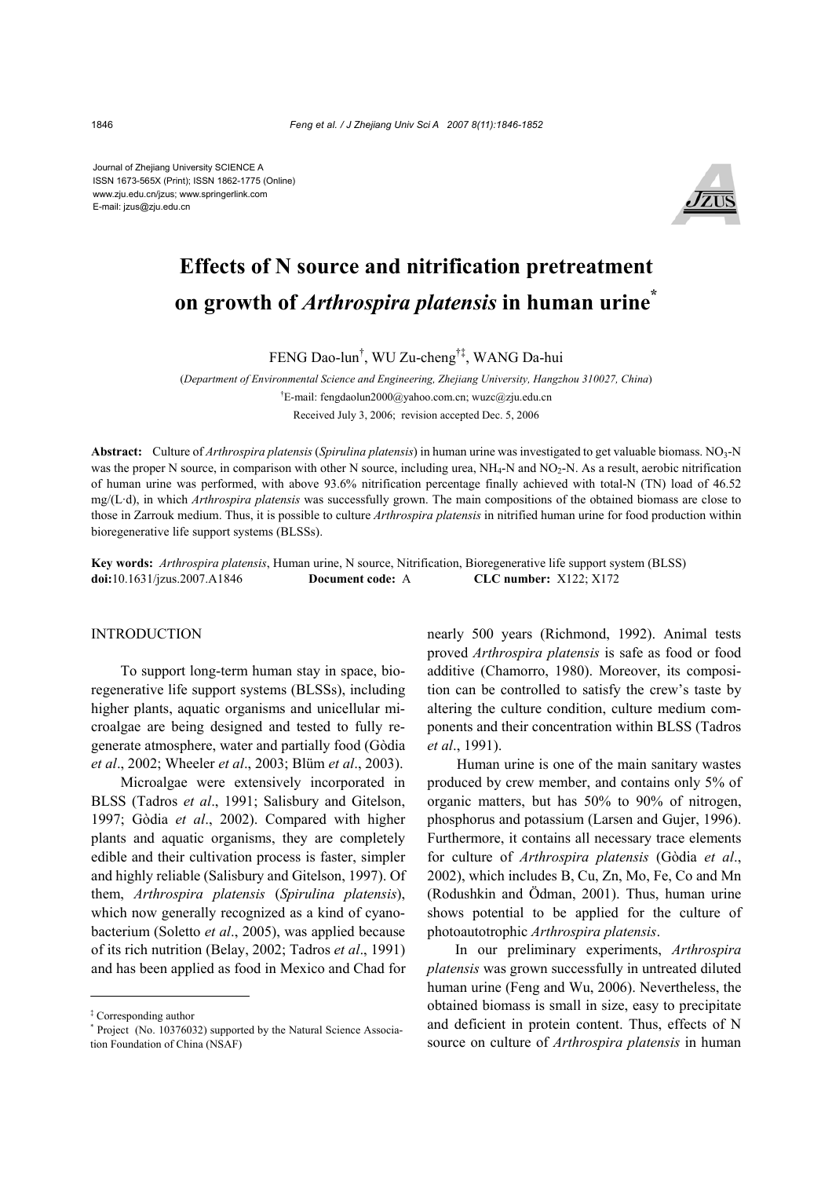Journal of Zhejiang University SCIENCE A
ISSN 1673-565X (Print); ISSN 1862-1775 (Online)
www.zju.edu.cn/jzus; www.springerlink.com
E-mail: jzus@zju.edu.cn

# Effects of N source and nitrification pretreatment on growth of *Arthrospira platensis* in human urine*

FENG Dao-lun[†], WU Zu-cheng[†‡], WANG Da-hui

(*Department of Environmental Science and Engineering, Zhejiang University, Hangzhou 310027, China*)

[†]E-mail: fengdaolun2000@yahoo.com.cn; wuzc@zju.edu.cn

Received July 3, 2006; revision accepted Dec. 5, 2006

**Abstract:** Culture of *Arthrospira platensis* (*Spirulina platensis*) in human urine was investigated to get valuable biomass. $NO_3$-N was the proper N source, in comparison with other N source, including urea, $NH_4$-N and $NO_2$-N. As a result, aerobic nitrification of human urine was performed, with above 93.6% nitrification percentage finally achieved with total-N (TN) load of 46.52 mg/(L·d), in which *Arthrospira platensis* was successfully grown. The main compositions of the obtained biomass are close to those in Zarrouk medium. Thus, it is possible to culture *Arthrospira platensis* in nitrified human urine for food production within bioregenerative life support systems (BLSSs).

**Key words:** *Arthrospira platensis*, Human urine, N source, Nitrification, Bioregenerative life support system (BLSS)
**doi:**10.1631/jzus.2007.A1846 **Document code:** A **CLC number:** X122; X172

## INTRODUCTION

To support long-term human stay in space, bioregenerative life support systems (BLSSs), including higher plants, aquatic organisms and unicellular microalgae are being designed and tested to fully regenerate atmosphere, water and partially food (Gòdia *et al*., 2002; Wheeler *et al*., 2003; Blüm *et al*., 2003).

Microalgae were extensively incorporated in BLSS (Tadros *et al*., 1991; Salisbury and Gitelson, 1997; Gòdia *et al*., 2002). Compared with higher plants and aquatic organisms, they are completely edible and their cultivation process is faster, simpler and highly reliable (Salisbury and Gitelson, 1997). Of them, *Arthrospira platensis* (*Spirulina platensis*), which now generally recognized as a kind of cyanobacterium (Soletto *et al*., 2005), was applied because of its rich nutrition (Belay, 2002; Tadros *et al*., 1991) and has been applied as food in Mexico and Chad for nearly 500 years (Richmond, 1992). Animal tests proved *Arthrospira platensis* is safe as food or food additive (Chamorro, 1980). Moreover, its composition can be controlled to satisfy the crew's taste by altering the culture condition, culture medium components and their concentration within BLSS (Tadros *et al*., 1991).

Human urine is one of the main sanitary wastes produced by crew member, and contains only 5% of organic matters, but has 50% to 90% of nitrogen, phosphorus and potassium (Larsen and Gujer, 1996). Furthermore, it contains all necessary trace elements for culture of *Arthrospira platensis* (Gòdia *et al*., 2002), which includes B, Cu, Zn, Mo, Fe, Co and Mn (Rodushkin and Ödman, 2001). Thus, human urine shows potential to be applied for the culture of photoautotrophic *Arthrospira platensis*.

In our preliminary experiments, *Arthrospira platensis* was grown successfully in untreated diluted human urine (Feng and Wu, 2006). Nevertheless, the obtained biomass is small in size, easy to precipitate and deficient in protein content. Thus, effects of N source on culture of *Arthrospira platensis* in human

---

‡ Corresponding author

\* Project (No. 10376032) supported by the Natural Science Association Foundation of China (NSAF)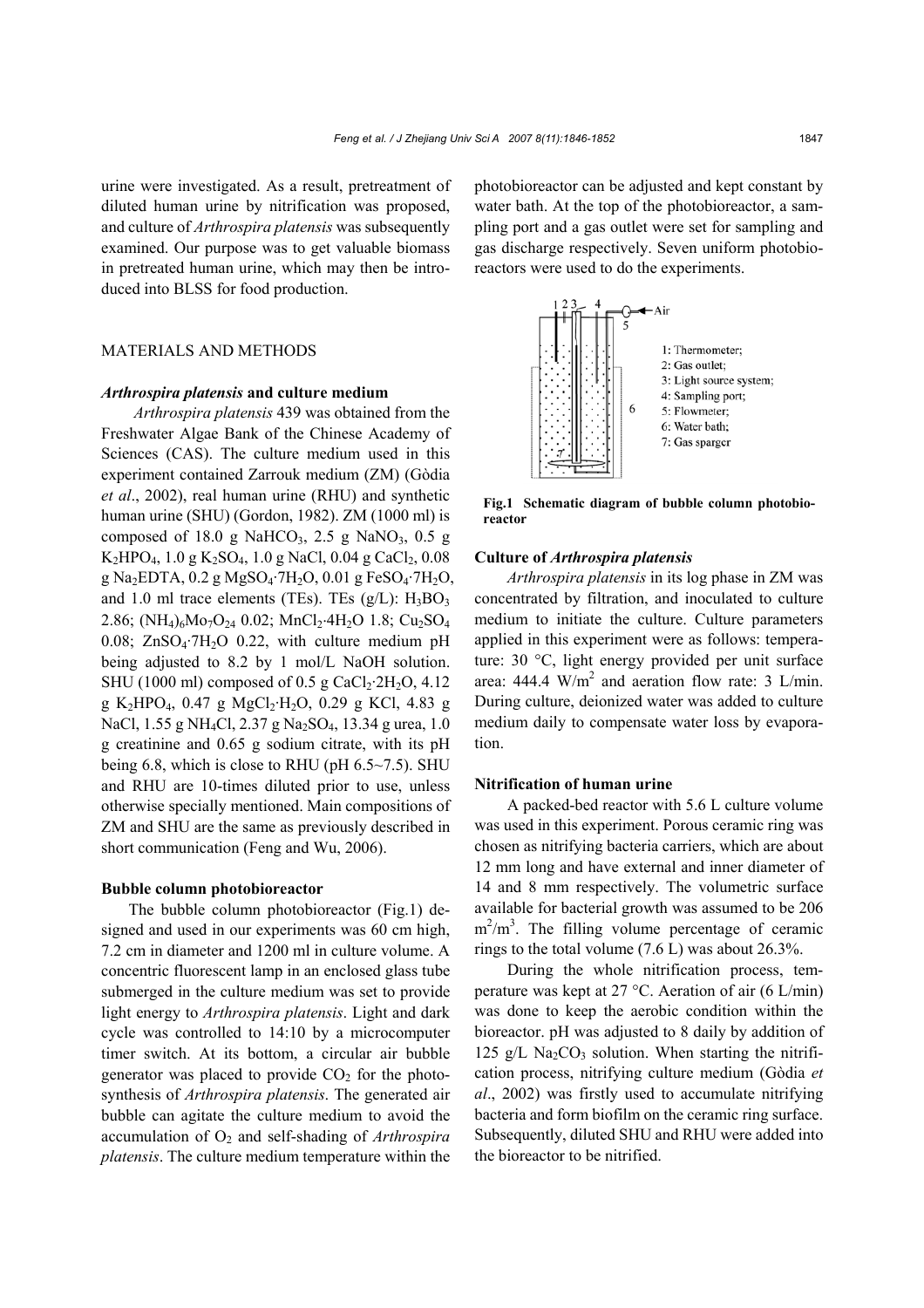urine were investigated. As a result, pretreatment of diluted human urine by nitrification was proposed, and culture of *Arthrospira platensis* was subsequently examined. Our purpose was to get valuable biomass in pretreated human urine, which may then be introduced into BLSS for food production.

## MATERIALS AND METHODS

### *Arthrospira platensis* and culture medium

*Arthrospira platensis* 439 was obtained from the Freshwater Algae Bank of the Chinese Academy of Sciences (CAS). The culture medium used in this experiment contained Zarrouk medium (ZM) (Gòdia *et al*., 2002), real human urine (RHU) and synthetic human urine (SHU) (Gordon, 1982). ZM (1000 ml) is composed of 18.0 g $NaHCO_3$, 2.5 g $NaNO_3$, 0.5 g $K_2HPO_4$, 1.0 g $K_2SO_4$, 1.0 g NaCl, 0.04 g $CaCl_2$, 0.08 g $Na_2EDTA$, 0.2 g $MgSO_4{\cdot}7H_2O$, 0.01 g $FeSO_4{\cdot}7H_2O$, and 1.0 ml trace elements (TEs). TEs (g/L): $H_3BO_3$ 2.86; $(NH_4)_6Mo_7O_{24}$ 0.02; $MnCl_2{\cdot}4H_2O$ 1.8; $Cu_2SO_4$ 0.08; $ZnSO_4{\cdot}7H_2O$ 0.22, with culture medium pH being adjusted to 8.2 by 1 mol/L NaOH solution. SHU (1000 ml) composed of 0.5 g $CaCl_2{\cdot}2H_2O$, 4.12 g $K_2HPO_4$, 0.47 g $MgCl_2{\cdot}H_2O$, 0.29 g KCl, 4.83 g NaCl, 1.55 g $NH_4Cl$, 2.37 g $Na_2SO_4$, 13.34 g urea, 1.0 g creatinine and 0.65 g sodium citrate, with its pH being 6.8, which is close to RHU (pH 6.5~7.5). SHU and RHU are 10-times diluted prior to use, unless otherwise specially mentioned. Main compositions of ZM and SHU are the same as previously described in short communication (Feng and Wu, 2006).

### Bubble column photobioreactor

The bubble column photobioreactor (Fig.1) designed and used in our experiments was 60 cm high, 7.2 cm in diameter and 1200 ml in culture volume. A concentric fluorescent lamp in an enclosed glass tube submerged in the culture medium was set to provide light energy to *Arthrospira platensis*. Light and dark cycle was controlled to 14:10 by a microcomputer timer switch. At its bottom, a circular air bubble generator was placed to provide $CO_2$ for the photosynthesis of *Arthrospira platensis*. The generated air bubble can agitate the culture medium to avoid the accumulation of $O_2$ and self-shading of *Arthrospira platensis*. The culture medium temperature within the photobioreactor can be adjusted and kept constant by water bath. At the top of the photobioreactor, a sampling port and a gas outlet were set for sampling and gas discharge respectively. Seven uniform photobioreactors were used to do the experiments.

1: Thermometer;
2: Gas outlet;
3: Light source system;
4: Sampling port;
5: Flowmeter;
6: Water bath;
7: Gas sparger

**Fig.1 Schematic diagram of bubble column photobioreactor**

### Culture of *Arthrospira platensis*

*Arthrospira platensis* in its log phase in ZM was concentrated by filtration, and inoculated to culture medium to initiate the culture. Culture parameters applied in this experiment were as follows: temperature: 30 °C, light energy provided per unit surface area: 444.4 $W/m^2$ and aeration flow rate: 3 L/min. During culture, deionized water was added to culture medium daily to compensate water loss by evaporation.

### Nitrification of human urine

A packed-bed reactor with 5.6 L culture volume was used in this experiment. Porous ceramic ring was chosen as nitrifying bacteria carriers, which are about 12 mm long and have external and inner diameter of 14 and 8 mm respectively. The volumetric surface available for bacterial growth was assumed to be 206 $m^2/m^3$. The filling volume percentage of ceramic rings to the total volume (7.6 L) was about 26.3%.

During the whole nitrification process, temperature was kept at 27 °C. Aeration of air (6 L/min) was done to keep the aerobic condition within the bioreactor. pH was adjusted to 8 daily by addition of 125 g/L $Na_2CO_3$ solution. When starting the nitrification process, nitrifying culture medium (Gòdia *et al*., 2002) was firstly used to accumulate nitrifying bacteria and form biofilm on the ceramic ring surface. Subsequently, diluted SHU and RHU were added into the bioreactor to be nitrified.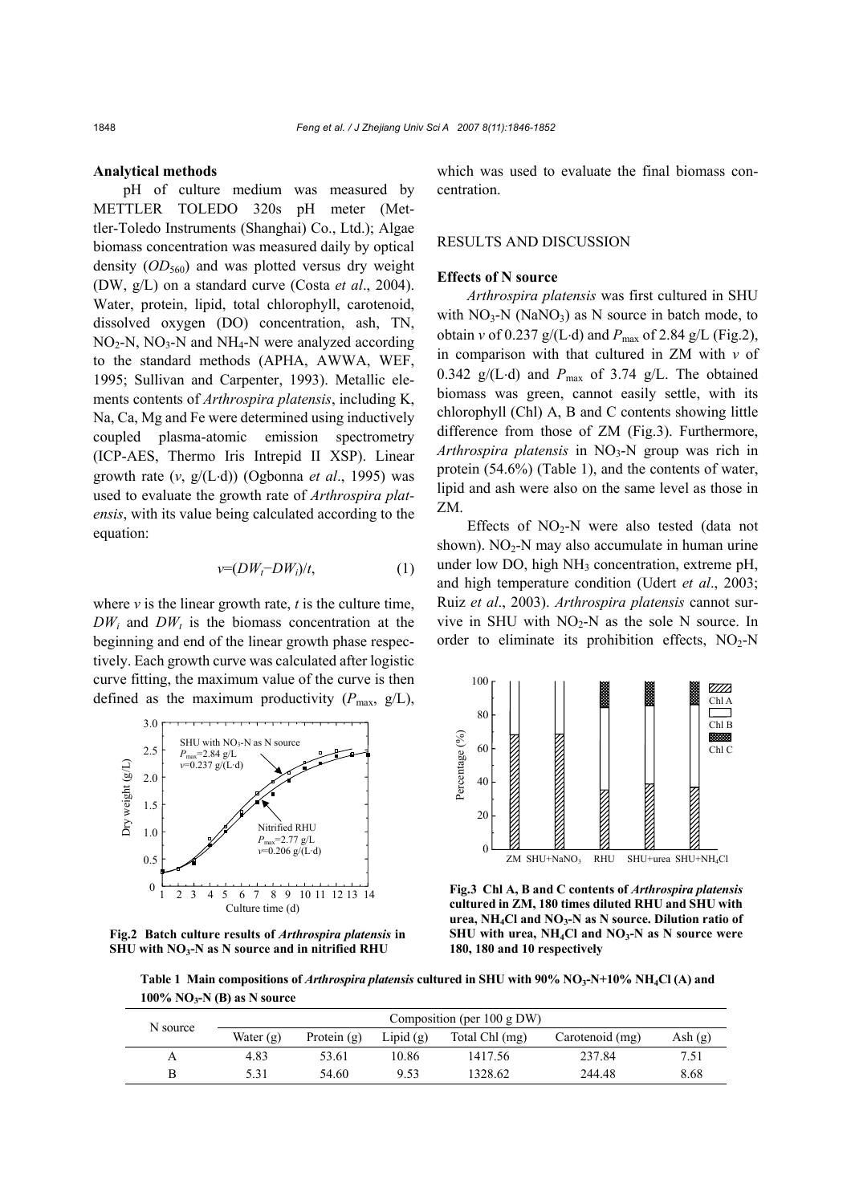### Analytical methods

pH of culture medium was measured by METTLER TOLEDO 320s pH meter (Mettler-Toledo Instruments (Shanghai) Co., Ltd.); Algae biomass concentration was measured daily by optical density ($OD_{560}$) and was plotted versus dry weight (DW, g/L) on a standard curve (Costa *et al*., 2004). Water, protein, lipid, total chlorophyll, carotenoid, dissolved oxygen (DO) concentration, ash, TN, $NO_2$-N, $NO_3$-N and $NH_4$-N were analyzed according to the standard methods (APHA, AWWA, WEF, 1995; Sullivan and Carpenter, 1993). Metallic elements contents of *Arthrospira platensis*, including K, Na, Ca, Mg and Fe were determined using inductively coupled plasma-atomic emission spectrometry (ICP-AES, Thermo Iris Intrepid II XSP). Linear growth rate ($v$, g/(L·d)) (Ogbonna *et al*., 1995) was used to evaluate the growth rate of *Arthrospira platensis*, with its value being calculated according to the equation:

$$v=(DW_t-DW_i)/t, \tag{1}$$

where $v$ is the linear growth rate, $t$ is the culture time, $DW_i$ and $DW_t$ is the biomass concentration at the beginning and end of the linear growth phase respectively. Each growth curve was calculated after logistic curve fitting, the maximum value of the curve is then defined as the maximum productivity ($P_{max}$, g/L), which was used to evaluate the final biomass concentration.

**Fig.2 Batch culture results of *Arthrospira platensis* in SHU with $NO_3$-N as N source and in nitrified RHU**

## RESULTS AND DISCUSSION

### Effects of N source

*Arthrospira platensis* was first cultured in SHU with $NO_3$-N ($NaNO_3$) as N source in batch mode, to obtain $v$ of 0.237 g/(L·d) and $P_{max}$ of 2.84 g/L (Fig.2), in comparison with that cultured in ZM with $v$ of 0.342 g/(L·d) and $P_{max}$ of 3.74 g/L. The obtained biomass was green, cannot easily settle, with its chlorophyll (Chl) A, B and C contents showing little difference from those of ZM (Fig.3). Furthermore, *Arthrospira platensis* in $NO_3$-N group was rich in protein (54.6%) (Table 1), and the contents of water, lipid and ash were also on the same level as those in ZM.

Effects of $NO_2$-N were also tested (data not shown). $NO_2$-N may also accumulate in human urine under low DO, high $NH_3$ concentration, extreme pH, and high temperature condition (Udert *et al*., 2003; Ruiz *et al*., 2003). *Arthrospira platensis* cannot survive in SHU with $NO_2$-N as the sole N source. In order to eliminate its prohibition effects, $NO_2$-N

**Fig.3 Chl A, B and C contents of *Arthrospira platensis* cultured in ZM, 180 times diluted RHU and SHU with urea, $NH_4Cl$ and $NO_3$-N as N source. Dilution ratio of SHU with urea, $NH_4Cl$ and $NO_3$-N as N source were 180, 180 and 10 respectively**

**Table 1 Main compositions of *Arthrospira platensis* cultured in SHU with 90% $NO_3$-N+10% $NH_4Cl$ (A) and 100% $NO_3$-N (B) as N source**

| N source | Composition (per 100 g DW) | | | | | |
|---|---|---|---|---|---|---|
| | Water (g) | Protein (g) | Lipid (g) | Total Chl (mg) | Carotenoid (mg) | Ash (g) |
| A | 4.83 | 53.61 | 10.86 | 1417.56 | 237.84 | 7.51 |
| B | 5.31 | 54.60 | 9.53 | 1328.62 | 244.48 | 8.68 |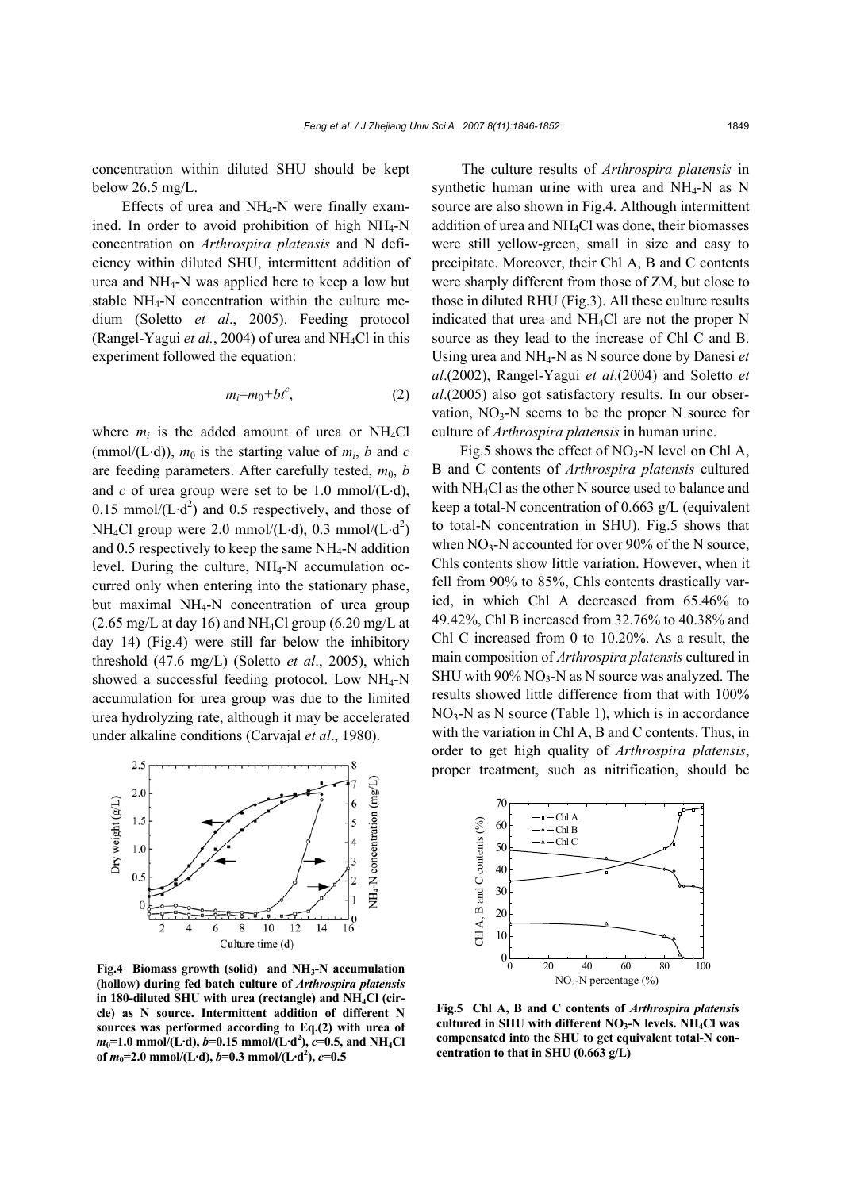concentration within diluted SHU should be kept below 26.5 mg/L.

Effects of urea and $NH_4$-N were finally examined. In order to avoid prohibition of high $NH_4$-N concentration on *Arthrospira platensis* and N deficiency within diluted SHU, intermittent addition of urea and $NH_4$-N was applied here to keep a low but stable $NH_4$-N concentration within the culture medium (Soletto *et al*., 2005). Feeding protocol (Rangel-Yagui *et al.*, 2004) of urea and $NH_4Cl$ in this experiment followed the equation:

$$m_i=m_0+bt^c, \tag{2}$$

where $m_i$ is the added amount of urea or $NH_4Cl$ (mmol/(L·d)), $m_0$ is the starting value of $m_i$, $b$ and $c$ are feeding parameters. After carefully tested, $m_0$, $b$ and $c$ of urea group were set to be 1.0 mmol/(L·d), 0.15 mmol/(L·d$^2$) and 0.5 respectively, and those of $NH_4Cl$ group were 2.0 mmol/(L·d), 0.3 mmol/(L·d$^2$) and 0.5 respectively to keep the same $NH_4$-N addition level. During the culture, $NH_4$-N accumulation occurred only when entering into the stationary phase, but maximal $NH_4$-N concentration of urea group (2.65 mg/L at day 16) and $NH_4Cl$ group (6.20 mg/L at day 14) (Fig.4) were still far below the inhibitory threshold (47.6 mg/L) (Soletto *et al*., 2005), which showed a successful feeding protocol. Low $NH_4$-N accumulation for urea group was due to the limited urea hydrolyzing rate, although it may be accelerated under alkaline conditions (Carvajal *et al*., 1980).

**Fig.4 Biomass growth (solid) and $NH_3$-N accumulation (hollow) during fed batch culture of *Arthrospira platensis* in 180-diluted SHU with urea (rectangle) and $NH_4Cl$ (circle) as N source. Intermittent addition of different N sources was performed according to Eq.(2) with urea of $m_0$=1.0 mmol/(L·d), $b$=0.15 mmol/(L·d$^2$), $c$=0.5, and $NH_4Cl$ of $m_0$=2.0 mmol/(L·d), $b$=0.3 mmol/(L·d$^2$), $c$=0.5**

The culture results of *Arthrospira platensis* in synthetic human urine with urea and $NH_4$-N as N source are also shown in Fig.4. Although intermittent addition of urea and $NH_4Cl$ was done, their biomasses were still yellow-green, small in size and easy to precipitate. Moreover, their Chl A, B and C contents were sharply different from those of ZM, but close to those in diluted RHU (Fig.3). All these culture results indicated that urea and $NH_4Cl$ are not the proper N source as they lead to the increase of Chl C and B. Using urea and $NH_4$-N as N source done by Danesi *et al*.(2002), Rangel-Yagui *et al*.(2004) and Soletto *et al*.(2005) also got satisfactory results. In our observation, $NO_3$-N seems to be the proper N source for culture of *Arthrospira platensis* in human urine.

Fig.5 shows the effect of $NO_3$-N level on Chl A, B and C contents of *Arthrospira platensis* cultured with $NH_4Cl$ as the other N source used to balance and keep a total-N concentration of 0.663 g/L (equivalent to total-N concentration in SHU). Fig.5 shows that when $NO_3$-N accounted for over 90% of the N source, Chls contents show little variation. However, when it fell from 90% to 85%, Chls contents drastically varied, in which Chl A decreased from 65.46% to 49.42%, Chl B increased from 32.76% to 40.38% and Chl C increased from 0 to 10.20%. As a result, the main composition of *Arthrospira platensis* cultured in SHU with 90% $NO_3$-N as N source was analyzed. The results showed little difference from that with 100% $NO_3$-N as N source (Table 1), which is in accordance with the variation in Chl A, B and C contents. Thus, in order to get high quality of *Arthrospira platensis*, proper treatment, such as nitrification, should be

**Fig.5 Chl A, B and C contents of *Arthrospira platensis* cultured in SHU with different $NO_3$-N levels. $NH_4Cl$ was compensated into the SHU to get equivalent total-N concentration to that in SHU (0.663 g/L)**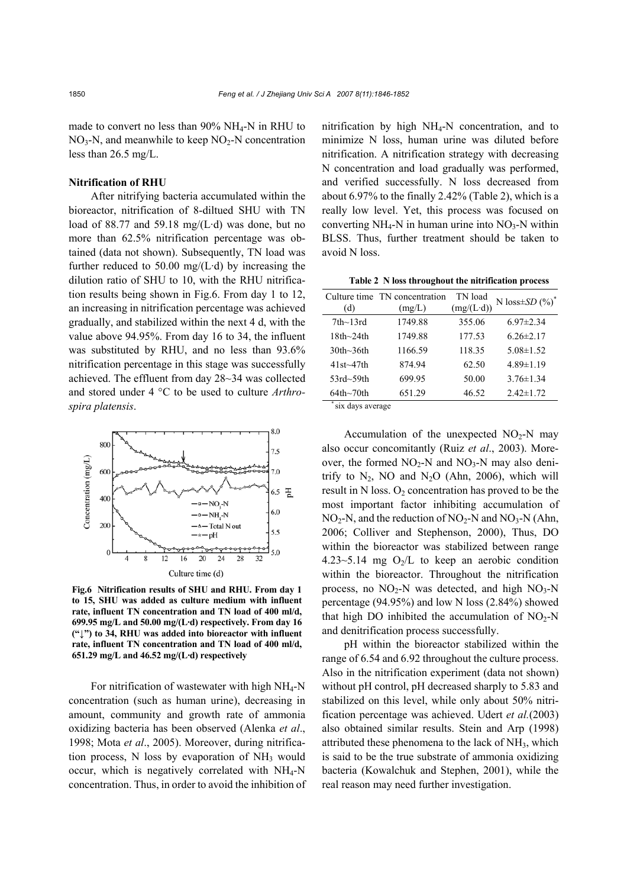made to convert no less than 90% $NH_4$-N in RHU to $NO_3$-N, and meanwhile to keep $NO_2$-N concentration less than 26.5 mg/L.

**Nitrification of RHU**

After nitrifying bacteria accumulated within the bioreactor, nitrification of 8-diltued SHU with TN load of 88.77 and 59.18 mg/(L·d) was done, but no more than 62.5% nitrification percentage was obtained (data not shown). Subsequently, TN load was further reduced to 50.00 mg/(L·d) by increasing the dilution ratio of SHU to 10, with the RHU nitrification results being shown in Fig.6. From day 1 to 12, an increasing in nitrification percentage was achieved gradually, and stabilized within the next 4 d, with the value above 94.95%. From day 16 to 34, the influent was substituted by RHU, and no less than 93.6% nitrification percentage in this stage was successfully achieved. The effluent from day 28~34 was collected and stored under 4 °C to be used to culture *Arthrospira platensis*.

**Fig.6 Nitrification results of SHU and RHU. From day 1 to 15, SHU was added as culture medium with influent rate, influent TN concentration and TN load of 400 ml/d, 699.95 mg/L and 50.00 mg/(L·d) respectively. From day 16 ("↓") to 34, RHU was added into bioreactor with influent rate, influent TN concentration and TN load of 400 ml/d, 651.29 mg/L and 46.52 mg/(L·d) respectively**

For nitrification of wastewater with high $NH_4$-N concentration (such as human urine), decreasing in amount, community and growth rate of ammonia oxidizing bacteria has been observed (Alenka *et al*., 1998; Mota *et al*., 2005). Moreover, during nitrification process, N loss by evaporation of $NH_3$ would occur, which is negatively correlated with $NH_4$-N concentration. Thus, in order to avoid the inhibition of nitrification by high $NH_4$-N concentration, and to minimize N loss, human urine was diluted before nitrification. A nitrification strategy with decreasing N concentration and load gradually was performed, and verified successfully. N loss decreased from about 6.97% to the finally 2.42% (Table 2), which is a really low level. Yet, this process was focused on converting $NH_4$-N in human urine into $NO_3$-N within BLSS. Thus, further treatment should be taken to avoid N loss.

**Table 2 N loss throughout the nitrification process**

| Culture time (d) | TN concentration (mg/L) | TN load (mg/(L·d)) | N loss±*SD* (%)* |
|---|---|---|---|
| 7th~13rd | 1749.88 | 355.06 | 6.97±2.34 |
| 18th~24th | 1749.88 | 177.53 | 6.26±2.17 |
| 30th~36th | 1166.59 | 118.35 | 5.08±1.52 |
| 41st~47th | 874.94 | 62.50 | 4.89±1.19 |
| 53rd~59th | 699.95 | 50.00 | 3.76±1.34 |
| 64th~70th | 651.29 | 46.52 | 2.42±1.72 |

\* six days average

Accumulation of the unexpected $NO_2$-N may also occur concomitantly (Ruiz *et al*., 2003). Moreover, the formed $NO_2$-N and $NO_3$-N may also denitrify to $N_2$, NO and $N_2O$ (Ahn, 2006), which will result in N loss. $O_2$ concentration has proved to be the most important factor inhibiting accumulation of $NO_2$-N, and the reduction of $NO_2$-N and $NO_3$-N (Ahn, 2006; Colliver and Stephenson, 2000), Thus, DO within the bioreactor was stabilized between range 4.23~5.14 mg $O_2$/L to keep an aerobic condition within the bioreactor. Throughout the nitrification process, no $NO_2$-N was detected, and high $NO_3$-N percentage (94.95%) and low N loss (2.84%) showed that high DO inhibited the accumulation of $NO_2$-N and denitrification process successfully.

pH within the bioreactor stabilized within the range of 6.54 and 6.92 throughout the culture process. Also in the nitrification experiment (data not shown) without pH control, pH decreased sharply to 5.83 and stabilized on this level, while only about 50% nitrification percentage was achieved. Udert *et al.*(2003) also obtained similar results. Stein and Arp (1998) attributed these phenomena to the lack of $NH_3$, which is said to be the true substrate of ammonia oxidizing bacteria (Kowalchuk and Stephen, 2001), while the real reason may need further investigation.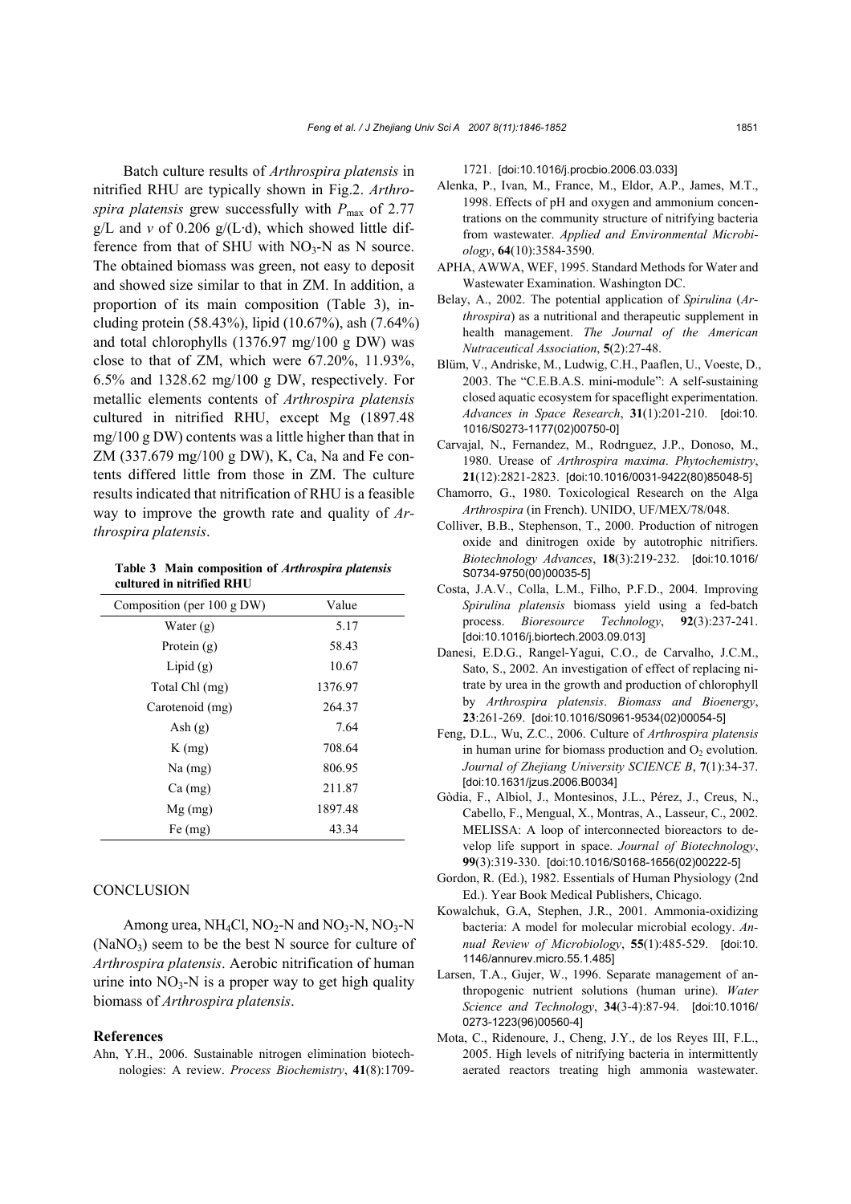Batch culture results of *Arthrospira platensis* in nitrified RHU are typically shown in Fig.2. *Arthrospira platensis* grew successfully with $P_{\max}$ of 2.77 g/L and $v$ of 0.206 g/(L·d), which showed little difference from that of SHU with $NO_3$-N as N source. The obtained biomass was green, not easy to deposit and showed size similar to that in ZM. In addition, a proportion of its main composition (Table 3), including protein (58.43%), lipid (10.67%), ash (7.64%) and total chlorophylls (1376.97 mg/100 g DW) was close to that of ZM, which were 67.20%, 11.93%, 6.5% and 1328.62 mg/100 g DW, respectively. For metallic elements contents of *Arthrospira platensis* cultured in nitrified RHU, except Mg (1897.48 mg/100 g DW) contents was a little higher than that in ZM (337.679 mg/100 g DW), K, Ca, Na and Fe contents differed little from those in ZM. The culture results indicated that nitrification of RHU is a feasible way to improve the growth rate and quality of *Arthrospira platensis*.

**Table 3 Main composition of *Arthrospira platensis* cultured in nitrified RHU**

| Composition (per 100 g DW) | Value |
|---|---|
| Water (g) | 5.17 |
| Protein (g) | 58.43 |
| Lipid (g) | 10.67 |
| Total Chl (mg) | 1376.97 |
| Carotenoid (mg) | 264.37 |
| Ash (g) | 7.64 |
| K (mg) | 708.64 |
| Na (mg) | 806.95 |
| Ca (mg) | 211.87 |
| Mg (mg) | 1897.48 |
| Fe (mg) | 43.34 |

## CONCLUSION

Among urea, $NH_4Cl$, $NO_2$-N and $NO_3$-N, $NO_3$-N ($NaNO_3$) seem to be the best N source for culture of *Arthrospira platensis*. Aerobic nitrification of human urine into $NO_3$-N is a proper way to get high quality biomass of *Arthrospira platensis*.

## References

Ahn, Y.H., 2006. Sustainable nitrogen elimination biotechnologies: A review. *Process Biochemistry*, **41**(8):1709-1721. [doi:10.1016/j.procbio.2006.03.033]

Alenka, P., Ivan, M., France, M., Eldor, A.P., James, M.T., 1998. Effects of pH and oxygen and ammonium concentrations on the community structure of nitrifying bacteria from wastewater. *Applied and Environmental Microbiology*, **64**(10):3584-3590.

APHA, AWWA, WEF, 1995. Standard Methods for Water and Wastewater Examination. Washington DC.

Belay, A., 2002. The potential application of *Spirulina* (*Arthrospira*) as a nutritional and therapeutic supplement in health management. *The Journal of the American Nutraceutical Association*, **5**(2):27-48.

Blüm, V., Andriske, M., Ludwig, C.H., Paaflen, U., Voeste, D., 2003. The "C.E.B.A.S. mini-module": A self-sustaining closed aquatic ecosystem for spaceflight experimentation. *Advances in Space Research*, **31**(1):201-210. [doi:10.1016/S0273-1177(02)00750-0]

Carvajal, N., Fernandez, M., Rodrıguez, J.P., Donoso, M., 1980. Urease of *Arthrospira maxima*. *Phytochemistry*, **21**(12):2821-2823. [doi:10.1016/0031-9422(80)85048-5]

Chamorro, G., 1980. Toxicological Research on the Alga *Arthrospira* (in French). UNIDO, UF/MEX/78/048.

Colliver, B.B., Stephenson, T., 2000. Production of nitrogen oxide and dinitrogen oxide by autotrophic nitrifiers. *Biotechnology Advances*, **18**(3):219-232. [doi:10.1016/S0734-9750(00)00035-5]

Costa, J.A.V., Colla, L.M., Filho, P.F.D., 2004. Improving *Spirulina platensis* biomass yield using a fed-batch process. *Bioresource Technology*, **92**(3):237-241. [doi:10.1016/j.biortech.2003.09.013]

Danesi, E.D.G., Rangel-Yagui, C.O., de Carvalho, J.C.M., Sato, S., 2002. An investigation of effect of replacing nitrate by urea in the growth and production of chlorophyll by *Arthrospira platensis*. *Biomass and Bioenergy*, **23**:261-269. [doi:10.1016/S0961-9534(02)00054-5]

Feng, D.L., Wu, Z.C., 2006. Culture of *Arthrospira platensis* in human urine for biomass production and $O_2$ evolution. *Journal of Zhejiang University SCIENCE B*, **7**(1):34-37. [doi:10.1631/jzus.2006.B0034]

Gòdia, F., Albiol, J., Montesinos, J.L., Pérez, J., Creus, N., Cabello, F., Mengual, X., Montras, A., Lasseur, C., 2002. MELISSA: A loop of interconnected bioreactors to develop life support in space. *Journal of Biotechnology*, **99**(3):319-330. [doi:10.1016/S0168-1656(02)00222-5]

Gordon, R. (Ed.), 1982. Essentials of Human Physiology (2nd Ed.). Year Book Medical Publishers, Chicago.

Kowalchuk, G.A, Stephen, J.R., 2001. Ammonia-oxidizing bacteria: A model for molecular microbial ecology. *Annual Review of Microbiology*, **55**(1):485-529. [doi:10.1146/annurev.micro.55.1.485]

Larsen, T.A., Gujer, W., 1996. Separate management of anthropogenic nutrient solutions (human urine). *Water Science and Technology*, **34**(3-4):87-94. [doi:10.1016/0273-1223(96)00560-4]

Mota, C., Ridenoure, J., Cheng, J.Y., de los Reyes III, F.L., 2005. High levels of nitrifying bacteria in intermittently aerated reactors treating high ammonia wastewater.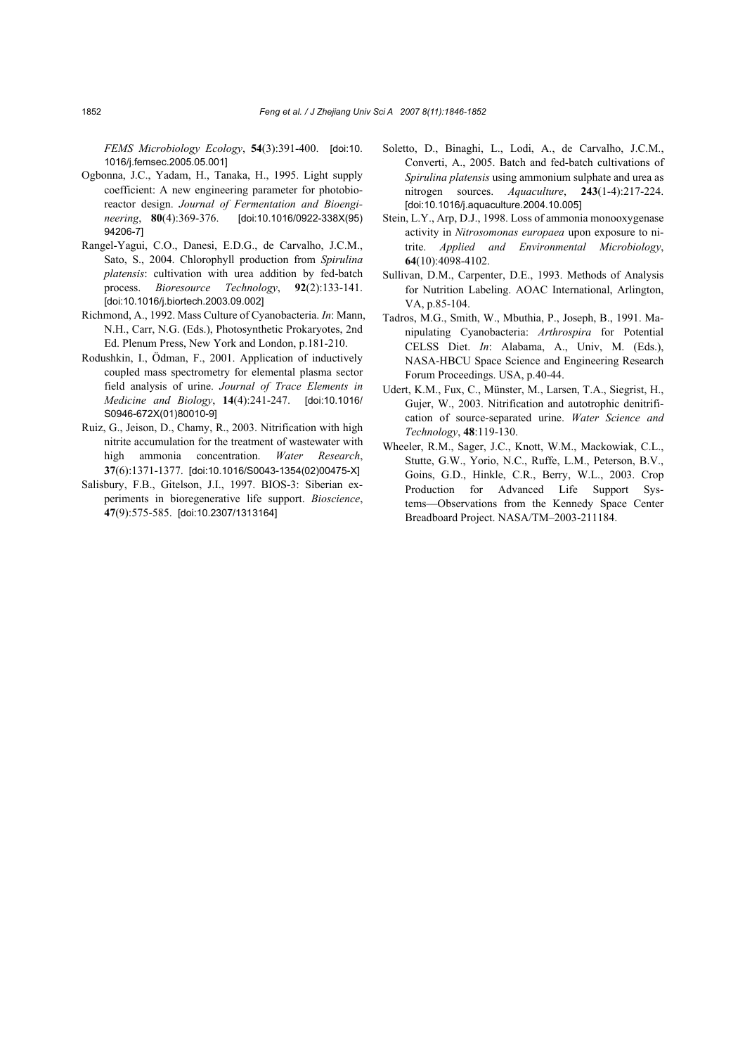*FEMS Microbiology Ecology*, **54**(3):391-400. [doi:10.1016/j.femsec.2005.05.001]

Ogbonna, J.C., Yadam, H., Tanaka, H., 1995. Light supply coefficient: A new engineering parameter for photobioreactor design. *Journal of Fermentation and Bioengineering*, **80**(4):369-376. [doi:10.1016/0922-338X(95)94206-7]

Rangel-Yagui, C.O., Danesi, E.D.G., de Carvalho, J.C.M., Sato, S., 2004. Chlorophyll production from *Spirulina platensis*: cultivation with urea addition by fed-batch process. *Bioresource Technology*, **92**(2):133-141. [doi:10.1016/j.biortech.2003.09.002]

Richmond, A., 1992. Mass Culture of Cyanobacteria. *In*: Mann, N.H., Carr, N.G. (Eds.), Photosynthetic Prokaryotes, 2nd Ed. Plenum Press, New York and London, p.181-210.

Rodushkin, I., Ödman, F., 2001. Application of inductively coupled mass spectrometry for elemental plasma sector field analysis of urine. *Journal of Trace Elements in Medicine and Biology*, **14**(4):241-247. [doi:10.1016/S0946-672X(01)80010-9]

Ruiz, G., Jeison, D., Chamy, R., 2003. Nitrification with high nitrite accumulation for the treatment of wastewater with high ammonia concentration. *Water Research*, **37**(6):1371-1377. [doi:10.1016/S0043-1354(02)00475-X]

Salisbury, F.B., Gitelson, J.I., 1997. BIOS-3: Siberian experiments in bioregenerative life support. *Bioscience*, **47**(9):575-585. [doi:10.2307/1313164]

Soletto, D., Binaghi, L., Lodi, A., de Carvalho, J.C.M., Converti, A., 2005. Batch and fed-batch cultivations of *Spirulina platensis* using ammonium sulphate and urea as nitrogen sources. *Aquaculture*, **243**(1-4):217-224. [doi:10.1016/j.aquaculture.2004.10.005]

Stein, L.Y., Arp, D.J., 1998. Loss of ammonia monooxygenase activity in *Nitrosomonas europaea* upon exposure to nitrite. *Applied and Environmental Microbiology*, **64**(10):4098-4102.

Sullivan, D.M., Carpenter, D.E., 1993. Methods of Analysis for Nutrition Labeling. AOAC International, Arlington, VA, p.85-104.

Tadros, M.G., Smith, W., Mbuthia, P., Joseph, B., 1991. Manipulating Cyanobacteria: *Arthrospira* for Potential CELSS Diet. *In*: Alabama, A., Univ, M. (Eds.), NASA-HBCU Space Science and Engineering Research Forum Proceedings. USA, p.40-44.

Udert, K.M., Fux, C., Münster, M., Larsen, T.A., Siegrist, H., Gujer, W., 2003. Nitrification and autotrophic denitrification of source-separated urine. *Water Science and Technology*, **48**:119-130.

Wheeler, R.M., Sager, J.C., Knott, W.M., Mackowiak, C.L., Stutte, G.W., Yorio, N.C., Ruffe, L.M., Peterson, B.V., Goins, G.D., Hinkle, C.R., Berry, W.L., 2003. Crop Production for Advanced Life Support Systems—Observations from the Kennedy Space Center Breadboard Project. NASA/TM–2003-211184.